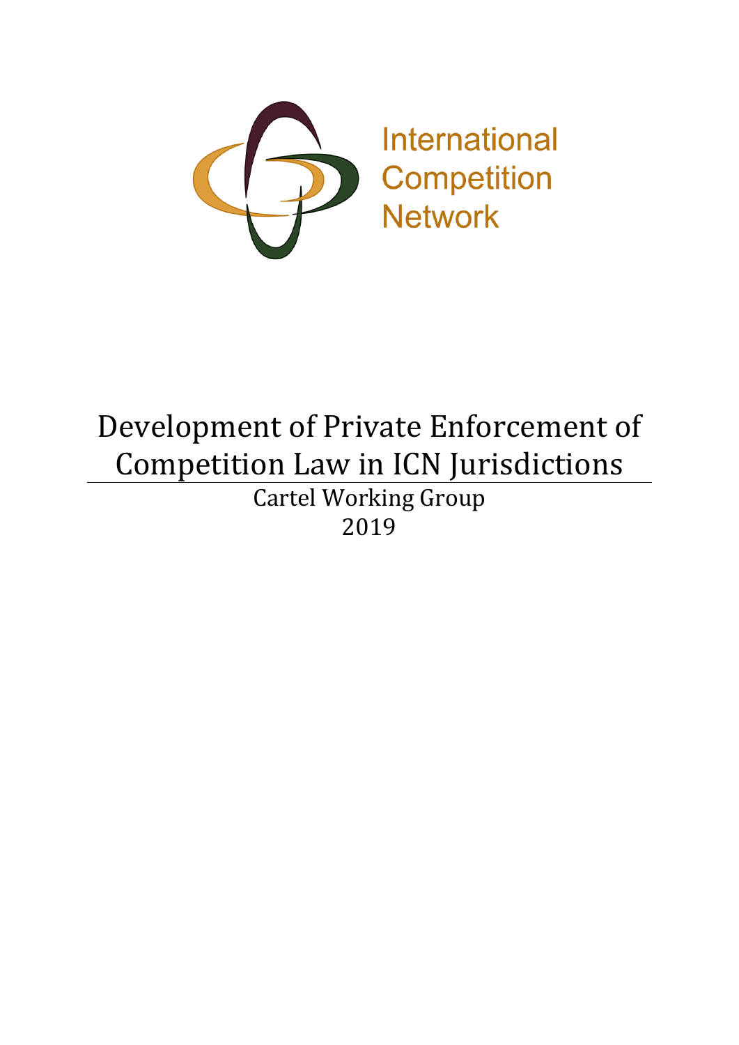International Competition Network

# Development of Private Enforcement of Competition Law in ICN Jurisdictions

Cartel Working Group

2019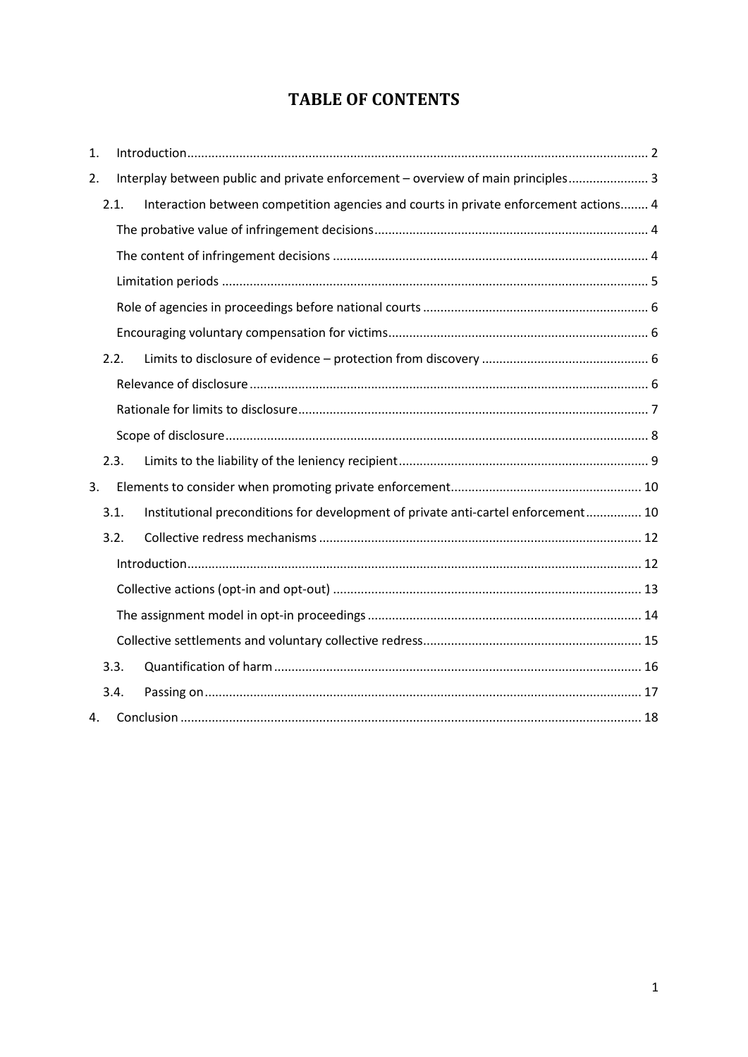# TABLE OF CONTENTS

1. Introduction .................................................................................................................................... 2
2. Interplay between public and private enforcement – overview of main principles ....................... 3
   - 2.1. Interaction between competition agencies and courts in private enforcement actions ........ 4
     - The probative value of infringement decisions ............................................................................. 4
     - The content of infringement decisions ......................................................................................... 4
     - Limitation periods ......................................................................................................................... 5
     - Role of agencies in proceedings before national courts ................................................................ 6
     - Encouraging voluntary compensation for victims .......................................................................... 6
   - 2.2. Limits to disclosure of evidence – protection from discovery ................................................ 6
     - Relevance of disclosure ................................................................................................................. 6
     - Rationale for limits to disclosure ................................................................................................... 7
     - Scope of disclosure ........................................................................................................................ 8
   - 2.3. Limits to the liability of the leniency recipient ....................................................................... 9
3. Elements to consider when promoting private enforcement ...................................................... 10
   - 3.1. Institutional preconditions for development of private anti-cartel enforcement ................ 10
   - 3.2. Collective redress mechanisms ............................................................................................ 12
     - Introduction ................................................................................................................................. 12
     - Collective actions (opt-in and opt-out) ........................................................................................ 13
     - The assignment model in opt-in proceedings .............................................................................. 14
     - Collective settlements and voluntary collective redress .............................................................. 15
   - 3.3. Quantification of harm ......................................................................................................... 16
   - 3.4. Passing on ............................................................................................................................ 17
4. Conclusion .................................................................................................................................... 18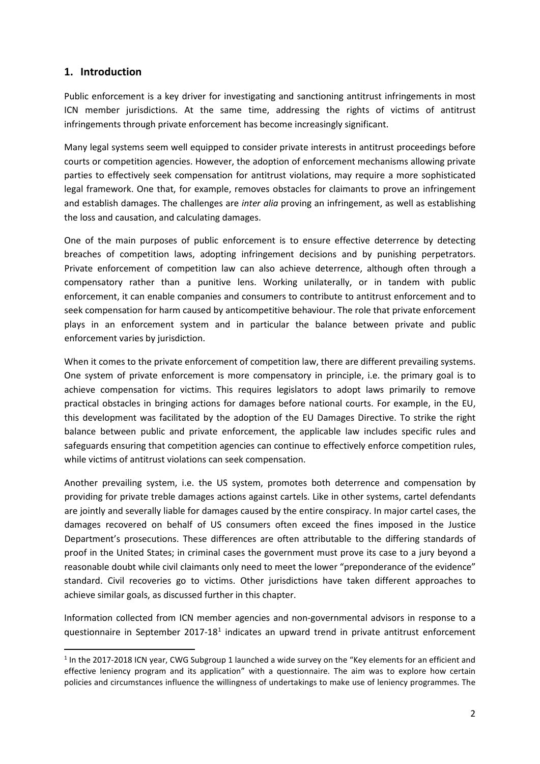## 1. Introduction

Public enforcement is a key driver for investigating and sanctioning antitrust infringements in most ICN member jurisdictions. At the same time, addressing the rights of victims of antitrust infringements through private enforcement has become increasingly significant.

Many legal systems seem well equipped to consider private interests in antitrust proceedings before courts or competition agencies. However, the adoption of enforcement mechanisms allowing private parties to effectively seek compensation for antitrust violations, may require a more sophisticated legal framework. One that, for example, removes obstacles for claimants to prove an infringement and establish damages. The challenges are *inter alia* proving an infringement, as well as establishing the loss and causation, and calculating damages.

One of the main purposes of public enforcement is to ensure effective deterrence by detecting breaches of competition laws, adopting infringement decisions and by punishing perpetrators. Private enforcement of competition law can also achieve deterrence, although often through a compensatory rather than a punitive lens. Working unilaterally, or in tandem with public enforcement, it can enable companies and consumers to contribute to antitrust enforcement and to seek compensation for harm caused by anticompetitive behaviour. The role that private enforcement plays in an enforcement system and in particular the balance between private and public enforcement varies by jurisdiction.

When it comes to the private enforcement of competition law, there are different prevailing systems. One system of private enforcement is more compensatory in principle, i.e. the primary goal is to achieve compensation for victims. This requires legislators to adopt laws primarily to remove practical obstacles in bringing actions for damages before national courts. For example, in the EU, this development was facilitated by the adoption of the EU Damages Directive. To strike the right balance between public and private enforcement, the applicable law includes specific rules and safeguards ensuring that competition agencies can continue to effectively enforce competition rules, while victims of antitrust violations can seek compensation.

Another prevailing system, i.e. the US system, promotes both deterrence and compensation by providing for private treble damages actions against cartels. Like in other systems, cartel defendants are jointly and severally liable for damages caused by the entire conspiracy. In major cartel cases, the damages recovered on behalf of US consumers often exceed the fines imposed in the Justice Department's prosecutions. These differences are often attributable to the differing standards of proof in the United States; in criminal cases the government must prove its case to a jury beyond a reasonable doubt while civil claimants only need to meet the lower "preponderance of the evidence" standard. Civil recoveries go to victims. Other jurisdictions have taken different approaches to achieve similar goals, as discussed further in this chapter.

Information collected from ICN member agencies and non-governmental advisors in response to a questionnaire in September 2017-18[1] indicates an upward trend in private antitrust enforcement

---

[1] In the 2017-2018 ICN year, CWG Subgroup 1 launched a wide survey on the "Key elements for an efficient and effective leniency program and its application" with a questionnaire. The aim was to explore how certain policies and circumstances influence the willingness of undertakings to make use of leniency programmes. The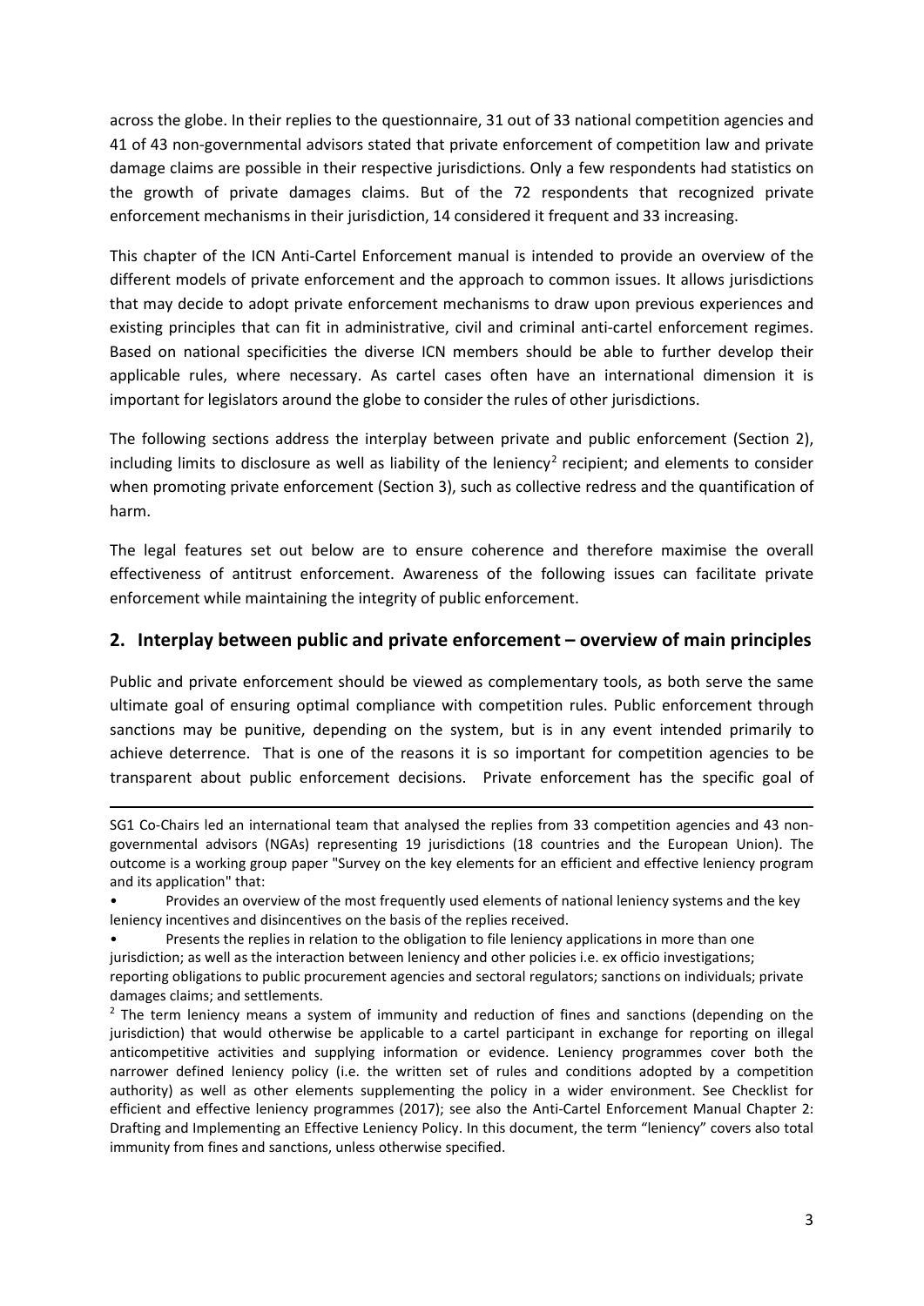across the globe. In their replies to the questionnaire, 31 out of 33 national competition agencies and 41 of 43 non-governmental advisors stated that private enforcement of competition law and private damage claims are possible in their respective jurisdictions. Only a few respondents had statistics on the growth of private damages claims. But of the 72 respondents that recognized private enforcement mechanisms in their jurisdiction, 14 considered it frequent and 33 increasing.

This chapter of the ICN Anti-Cartel Enforcement manual is intended to provide an overview of the different models of private enforcement and the approach to common issues. It allows jurisdictions that may decide to adopt private enforcement mechanisms to draw upon previous experiences and existing principles that can fit in administrative, civil and criminal anti-cartel enforcement regimes. Based on national specificities the diverse ICN members should be able to further develop their applicable rules, where necessary. As cartel cases often have an international dimension it is important for legislators around the globe to consider the rules of other jurisdictions.

The following sections address the interplay between private and public enforcement (Section 2), including limits to disclosure as well as liability of the leniency[2] recipient; and elements to consider when promoting private enforcement (Section 3), such as collective redress and the quantification of harm.

The legal features set out below are to ensure coherence and therefore maximise the overall effectiveness of antitrust enforcement. Awareness of the following issues can facilitate private enforcement while maintaining the integrity of public enforcement.

## 2. Interplay between public and private enforcement – overview of main principles

Public and private enforcement should be viewed as complementary tools, as both serve the same ultimate goal of ensuring optimal compliance with competition rules. Public enforcement through sanctions may be punitive, depending on the system, but is in any event intended primarily to achieve deterrence. That is one of the reasons it is so important for competition agencies to be transparent about public enforcement decisions. Private enforcement has the specific goal of

---

SG1 Co-Chairs led an international team that analysed the replies from 33 competition agencies and 43 non-governmental advisors (NGAs) representing 19 jurisdictions (18 countries and the European Union). The outcome is a working group paper "Survey on the key elements for an efficient and effective leniency program and its application" that:

- Provides an overview of the most frequently used elements of national leniency systems and the key leniency incentives and disincentives on the basis of the replies received.
- Presents the replies in relation to the obligation to file leniency applications in more than one jurisdiction; as well as the interaction between leniency and other policies i.e. ex officio investigations; reporting obligations to public procurement agencies and sectoral regulators; sanctions on individuals; private damages claims; and settlements.

[2] The term leniency means a system of immunity and reduction of fines and sanctions (depending on the jurisdiction) that would otherwise be applicable to a cartel participant in exchange for reporting on illegal anticompetitive activities and supplying information or evidence. Leniency programmes cover both the narrower defined leniency policy (i.e. the written set of rules and conditions adopted by a competition authority) as well as other elements supplementing the policy in a wider environment. See Checklist for efficient and effective leniency programmes (2017); see also the Anti-Cartel Enforcement Manual Chapter 2: Drafting and Implementing an Effective Leniency Policy. In this document, the term "leniency" covers also total immunity from fines and sanctions, unless otherwise specified.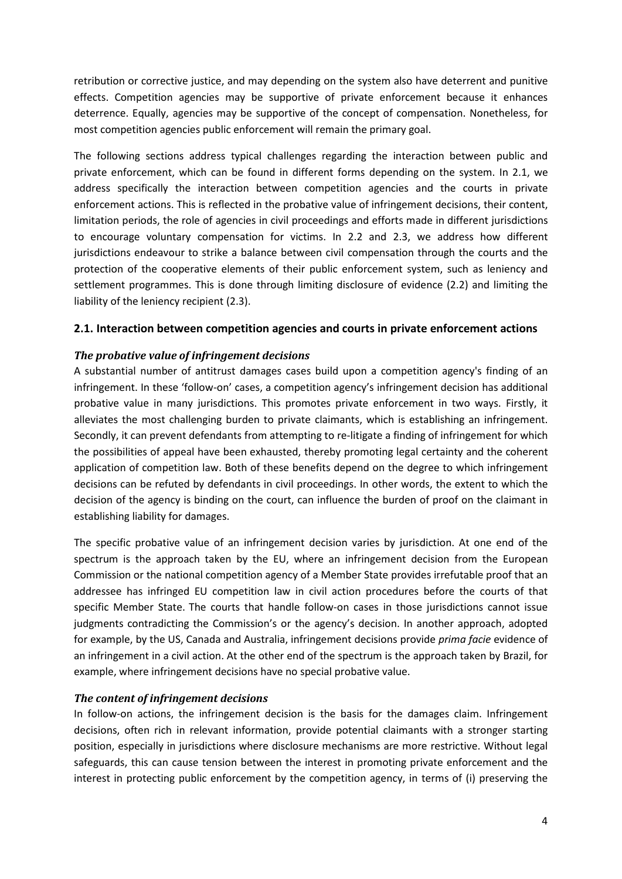retribution or corrective justice, and may depending on the system also have deterrent and punitive effects. Competition agencies may be supportive of private enforcement because it enhances deterrence. Equally, agencies may be supportive of the concept of compensation. Nonetheless, for most competition agencies public enforcement will remain the primary goal.

The following sections address typical challenges regarding the interaction between public and private enforcement, which can be found in different forms depending on the system. In 2.1, we address specifically the interaction between competition agencies and the courts in private enforcement actions. This is reflected in the probative value of infringement decisions, their content, limitation periods, the role of agencies in civil proceedings and efforts made in different jurisdictions to encourage voluntary compensation for victims. In 2.2 and 2.3, we address how different jurisdictions endeavour to strike a balance between civil compensation through the courts and the protection of the cooperative elements of their public enforcement system, such as leniency and settlement programmes. This is done through limiting disclosure of evidence (2.2) and limiting the liability of the leniency recipient (2.3).

## 2.1. Interaction between competition agencies and courts in private enforcement actions

### *The probative value of infringement decisions*

A substantial number of antitrust damages cases build upon a competition agency's finding of an infringement. In these 'follow-on' cases, a competition agency's infringement decision has additional probative value in many jurisdictions. This promotes private enforcement in two ways. Firstly, it alleviates the most challenging burden to private claimants, which is establishing an infringement. Secondly, it can prevent defendants from attempting to re-litigate a finding of infringement for which the possibilities of appeal have been exhausted, thereby promoting legal certainty and the coherent application of competition law. Both of these benefits depend on the degree to which infringement decisions can be refuted by defendants in civil proceedings. In other words, the extent to which the decision of the agency is binding on the court, can influence the burden of proof on the claimant in establishing liability for damages.

The specific probative value of an infringement decision varies by jurisdiction. At one end of the spectrum is the approach taken by the EU, where an infringement decision from the European Commission or the national competition agency of a Member State provides irrefutable proof that an addressee has infringed EU competition law in civil action procedures before the courts of that specific Member State. The courts that handle follow-on cases in those jurisdictions cannot issue judgments contradicting the Commission's or the agency's decision. In another approach, adopted for example, by the US, Canada and Australia, infringement decisions provide *prima facie* evidence of an infringement in a civil action. At the other end of the spectrum is the approach taken by Brazil, for example, where infringement decisions have no special probative value.

### *The content of infringement decisions*

In follow-on actions, the infringement decision is the basis for the damages claim. Infringement decisions, often rich in relevant information, provide potential claimants with a stronger starting position, especially in jurisdictions where disclosure mechanisms are more restrictive. Without legal safeguards, this can cause tension between the interest in promoting private enforcement and the interest in protecting public enforcement by the competition agency, in terms of (i) preserving the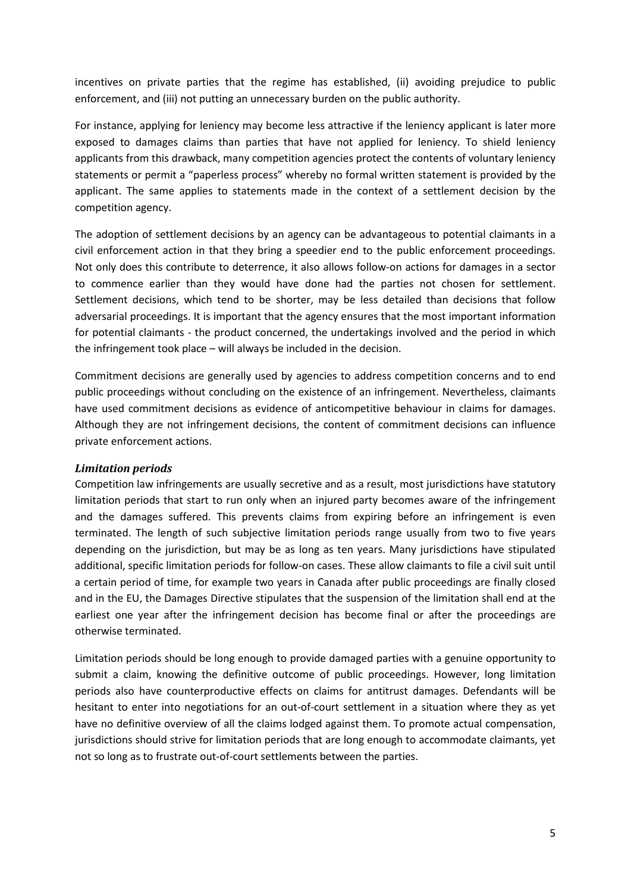incentives on private parties that the regime has established, (ii) avoiding prejudice to public enforcement, and (iii) not putting an unnecessary burden on the public authority.

For instance, applying for leniency may become less attractive if the leniency applicant is later more exposed to damages claims than parties that have not applied for leniency. To shield leniency applicants from this drawback, many competition agencies protect the contents of voluntary leniency statements or permit a "paperless process" whereby no formal written statement is provided by the applicant. The same applies to statements made in the context of a settlement decision by the competition agency.

The adoption of settlement decisions by an agency can be advantageous to potential claimants in a civil enforcement action in that they bring a speedier end to the public enforcement proceedings. Not only does this contribute to deterrence, it also allows follow-on actions for damages in a sector to commence earlier than they would have done had the parties not chosen for settlement. Settlement decisions, which tend to be shorter, may be less detailed than decisions that follow adversarial proceedings. It is important that the agency ensures that the most important information for potential claimants - the product concerned, the undertakings involved and the period in which the infringement took place – will always be included in the decision.

Commitment decisions are generally used by agencies to address competition concerns and to end public proceedings without concluding on the existence of an infringement. Nevertheless, claimants have used commitment decisions as evidence of anticompetitive behaviour in claims for damages. Although they are not infringement decisions, the content of commitment decisions can influence private enforcement actions.

### *Limitation periods*

Competition law infringements are usually secretive and as a result, most jurisdictions have statutory limitation periods that start to run only when an injured party becomes aware of the infringement and the damages suffered. This prevents claims from expiring before an infringement is even terminated. The length of such subjective limitation periods range usually from two to five years depending on the jurisdiction, but may be as long as ten years. Many jurisdictions have stipulated additional, specific limitation periods for follow-on cases. These allow claimants to file a civil suit until a certain period of time, for example two years in Canada after public proceedings are finally closed and in the EU, the Damages Directive stipulates that the suspension of the limitation shall end at the earliest one year after the infringement decision has become final or after the proceedings are otherwise terminated.

Limitation periods should be long enough to provide damaged parties with a genuine opportunity to submit a claim, knowing the definitive outcome of public proceedings. However, long limitation periods also have counterproductive effects on claims for antitrust damages. Defendants will be hesitant to enter into negotiations for an out-of-court settlement in a situation where they as yet have no definitive overview of all the claims lodged against them. To promote actual compensation, jurisdictions should strive for limitation periods that are long enough to accommodate claimants, yet not so long as to frustrate out-of-court settlements between the parties.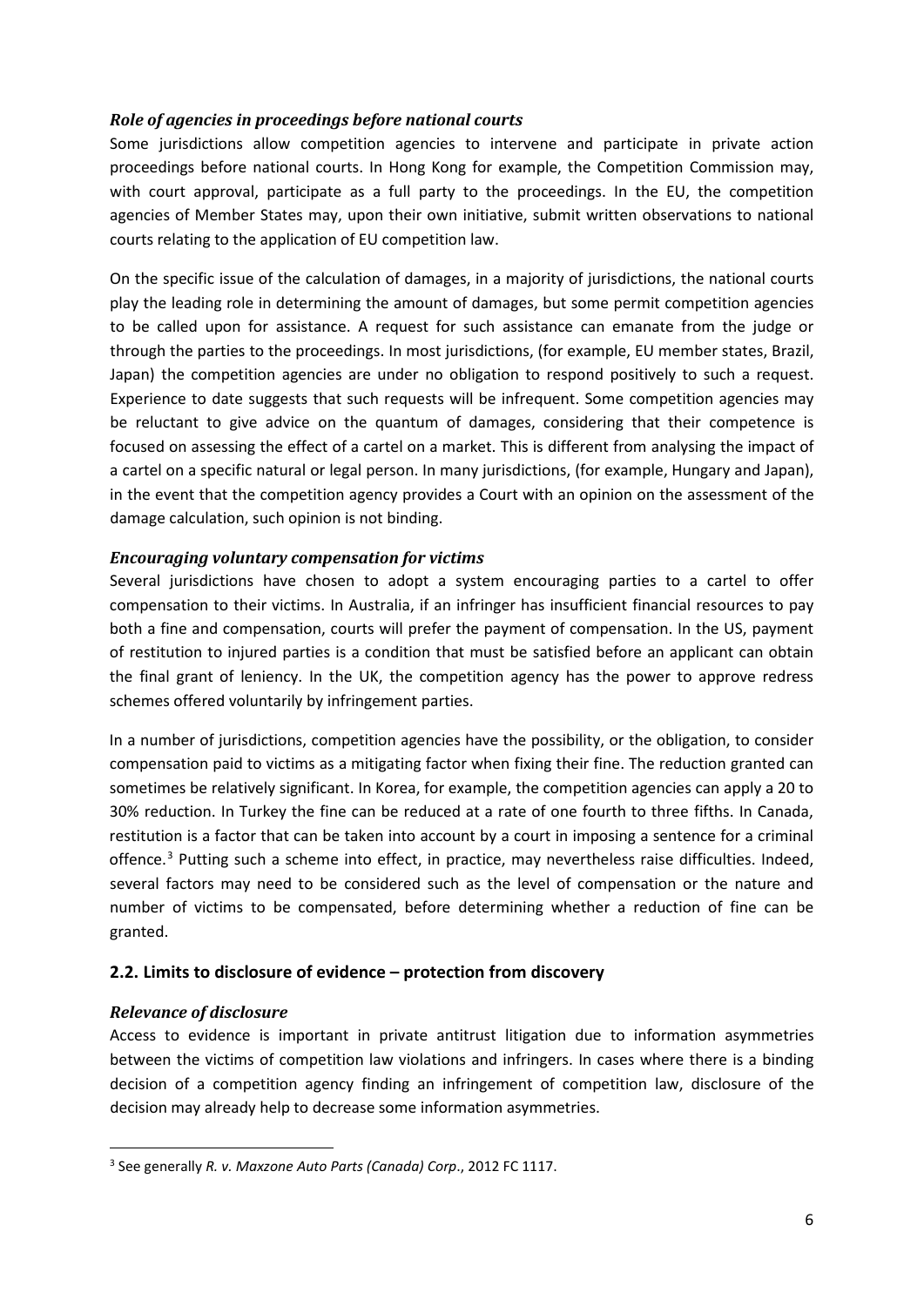### *Role of agencies in proceedings before national courts*

Some jurisdictions allow competition agencies to intervene and participate in private action proceedings before national courts. In Hong Kong for example, the Competition Commission may, with court approval, participate as a full party to the proceedings. In the EU, the competition agencies of Member States may, upon their own initiative, submit written observations to national courts relating to the application of EU competition law.

On the specific issue of the calculation of damages, in a majority of jurisdictions, the national courts play the leading role in determining the amount of damages, but some permit competition agencies to be called upon for assistance. A request for such assistance can emanate from the judge or through the parties to the proceedings. In most jurisdictions, (for example, EU member states, Brazil, Japan) the competition agencies are under no obligation to respond positively to such a request. Experience to date suggests that such requests will be infrequent. Some competition agencies may be reluctant to give advice on the quantum of damages, considering that their competence is focused on assessing the effect of a cartel on a market. This is different from analysing the impact of a cartel on a specific natural or legal person. In many jurisdictions, (for example, Hungary and Japan), in the event that the competition agency provides a Court with an opinion on the assessment of the damage calculation, such opinion is not binding.

### *Encouraging voluntary compensation for victims*

Several jurisdictions have chosen to adopt a system encouraging parties to a cartel to offer compensation to their victims. In Australia, if an infringer has insufficient financial resources to pay both a fine and compensation, courts will prefer the payment of compensation. In the US, payment of restitution to injured parties is a condition that must be satisfied before an applicant can obtain the final grant of leniency. In the UK, the competition agency has the power to approve redress schemes offered voluntarily by infringement parties.

In a number of jurisdictions, competition agencies have the possibility, or the obligation, to consider compensation paid to victims as a mitigating factor when fixing their fine. The reduction granted can sometimes be relatively significant. In Korea, for example, the competition agencies can apply a 20 to 30% reduction. In Turkey the fine can be reduced at a rate of one fourth to three fifths. In Canada, restitution is a factor that can be taken into account by a court in imposing a sentence for a criminal offence.[3] Putting such a scheme into effect, in practice, may nevertheless raise difficulties. Indeed, several factors may need to be considered such as the level of compensation or the nature and number of victims to be compensated, before determining whether a reduction of fine can be granted.

## 2.2. Limits to disclosure of evidence – protection from discovery

### *Relevance of disclosure*

Access to evidence is important in private antitrust litigation due to information asymmetries between the victims of competition law violations and infringers. In cases where there is a binding decision of a competition agency finding an infringement of competition law, disclosure of the decision may already help to decrease some information asymmetries.

---

[3] See generally *R. v. Maxzone Auto Parts (Canada) Corp*., 2012 FC 1117.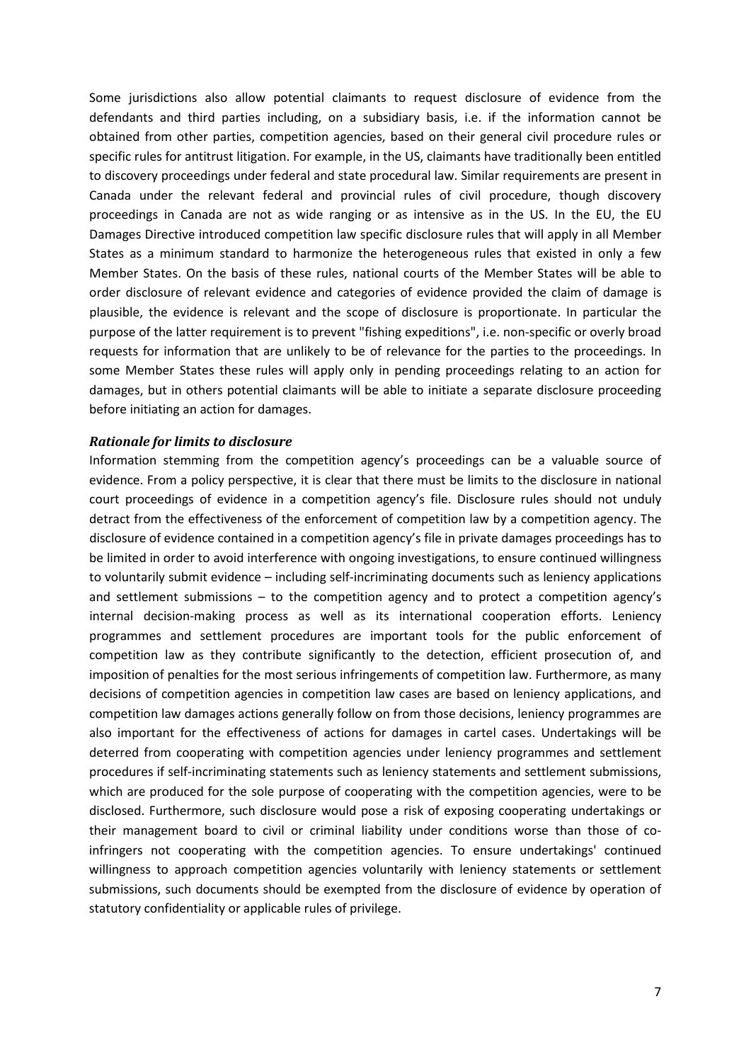Some jurisdictions also allow potential claimants to request disclosure of evidence from the defendants and third parties including, on a subsidiary basis, i.e. if the information cannot be obtained from other parties, competition agencies, based on their general civil procedure rules or specific rules for antitrust litigation. For example, in the US, claimants have traditionally been entitled to discovery proceedings under federal and state procedural law. Similar requirements are present in Canada under the relevant federal and provincial rules of civil procedure, though discovery proceedings in Canada are not as wide ranging or as intensive as in the US. In the EU, the EU Damages Directive introduced competition law specific disclosure rules that will apply in all Member States as a minimum standard to harmonize the heterogeneous rules that existed in only a few Member States. On the basis of these rules, national courts of the Member States will be able to order disclosure of relevant evidence and categories of evidence provided the claim of damage is plausible, the evidence is relevant and the scope of disclosure is proportionate. In particular the purpose of the latter requirement is to prevent "fishing expeditions", i.e. non-specific or overly broad requests for information that are unlikely to be of relevance for the parties to the proceedings. In some Member States these rules will apply only in pending proceedings relating to an action for damages, but in others potential claimants will be able to initiate a separate disclosure proceeding before initiating an action for damages.

### *Rationale for limits to disclosure*

Information stemming from the competition agency's proceedings can be a valuable source of evidence. From a policy perspective, it is clear that there must be limits to the disclosure in national court proceedings of evidence in a competition agency's file. Disclosure rules should not unduly detract from the effectiveness of the enforcement of competition law by a competition agency. The disclosure of evidence contained in a competition agency's file in private damages proceedings has to be limited in order to avoid interference with ongoing investigations, to ensure continued willingness to voluntarily submit evidence – including self-incriminating documents such as leniency applications and settlement submissions – to the competition agency and to protect a competition agency's internal decision-making process as well as its international cooperation efforts. Leniency programmes and settlement procedures are important tools for the public enforcement of competition law as they contribute significantly to the detection, efficient prosecution of, and imposition of penalties for the most serious infringements of competition law. Furthermore, as many decisions of competition agencies in competition law cases are based on leniency applications, and competition law damages actions generally follow on from those decisions, leniency programmes are also important for the effectiveness of actions for damages in cartel cases. Undertakings will be deterred from cooperating with competition agencies under leniency programmes and settlement procedures if self-incriminating statements such as leniency statements and settlement submissions, which are produced for the sole purpose of cooperating with the competition agencies, were to be disclosed. Furthermore, such disclosure would pose a risk of exposing cooperating undertakings or their management board to civil or criminal liability under conditions worse than those of co-infringers not cooperating with the competition agencies. To ensure undertakings' continued willingness to approach competition agencies voluntarily with leniency statements or settlement submissions, such documents should be exempted from the disclosure of evidence by operation of statutory confidentiality or applicable rules of privilege.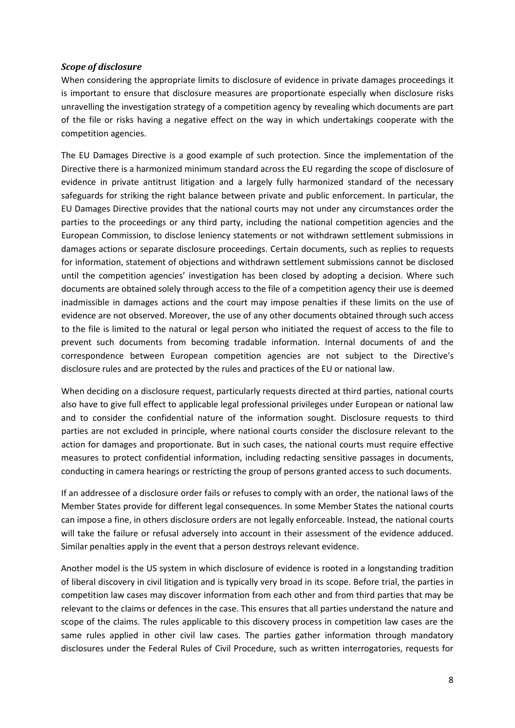### *Scope of disclosure*

When considering the appropriate limits to disclosure of evidence in private damages proceedings it is important to ensure that disclosure measures are proportionate especially when disclosure risks unravelling the investigation strategy of a competition agency by revealing which documents are part of the file or risks having a negative effect on the way in which undertakings cooperate with the competition agencies.

The EU Damages Directive is a good example of such protection. Since the implementation of the Directive there is a harmonized minimum standard across the EU regarding the scope of disclosure of evidence in private antitrust litigation and a largely fully harmonized standard of the necessary safeguards for striking the right balance between private and public enforcement. In particular, the EU Damages Directive provides that the national courts may not under any circumstances order the parties to the proceedings or any third party, including the national competition agencies and the European Commission, to disclose leniency statements or not withdrawn settlement submissions in damages actions or separate disclosure proceedings. Certain documents, such as replies to requests for information, statement of objections and withdrawn settlement submissions cannot be disclosed until the competition agencies' investigation has been closed by adopting a decision. Where such documents are obtained solely through access to the file of a competition agency their use is deemed inadmissible in damages actions and the court may impose penalties if these limits on the use of evidence are not observed. Moreover, the use of any other documents obtained through such access to the file is limited to the natural or legal person who initiated the request of access to the file to prevent such documents from becoming tradable information. Internal documents of and the correspondence between European competition agencies are not subject to the Directive's disclosure rules and are protected by the rules and practices of the EU or national law.

When deciding on a disclosure request, particularly requests directed at third parties, national courts also have to give full effect to applicable legal professional privileges under European or national law and to consider the confidential nature of the information sought. Disclosure requests to third parties are not excluded in principle, where national courts consider the disclosure relevant to the action for damages and proportionate. But in such cases, the national courts must require effective measures to protect confidential information, including redacting sensitive passages in documents, conducting in camera hearings or restricting the group of persons granted access to such documents.

If an addressee of a disclosure order fails or refuses to comply with an order, the national laws of the Member States provide for different legal consequences. In some Member States the national courts can impose a fine, in others disclosure orders are not legally enforceable. Instead, the national courts will take the failure or refusal adversely into account in their assessment of the evidence adduced. Similar penalties apply in the event that a person destroys relevant evidence.

Another model is the US system in which disclosure of evidence is rooted in a longstanding tradition of liberal discovery in civil litigation and is typically very broad in its scope. Before trial, the parties in competition law cases may discover information from each other and from third parties that may be relevant to the claims or defences in the case. This ensures that all parties understand the nature and scope of the claims. The rules applicable to this discovery process in competition law cases are the same rules applied in other civil law cases. The parties gather information through mandatory disclosures under the Federal Rules of Civil Procedure, such as written interrogatories, requests for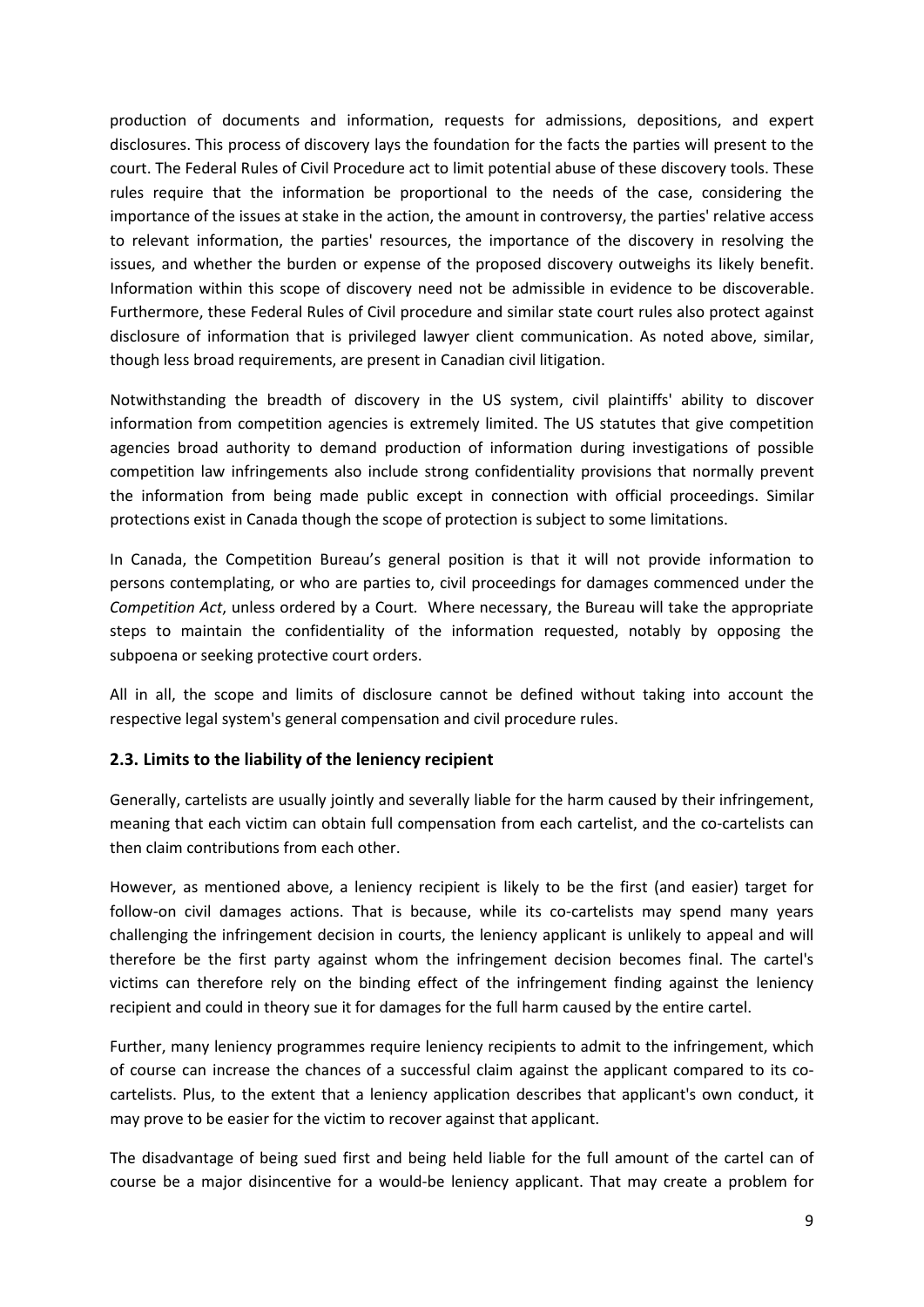production of documents and information, requests for admissions, depositions, and expert disclosures. This process of discovery lays the foundation for the facts the parties will present to the court. The Federal Rules of Civil Procedure act to limit potential abuse of these discovery tools. These rules require that the information be proportional to the needs of the case, considering the importance of the issues at stake in the action, the amount in controversy, the parties' relative access to relevant information, the parties' resources, the importance of the discovery in resolving the issues, and whether the burden or expense of the proposed discovery outweighs its likely benefit. Information within this scope of discovery need not be admissible in evidence to be discoverable. Furthermore, these Federal Rules of Civil procedure and similar state court rules also protect against disclosure of information that is privileged lawyer client communication. As noted above, similar, though less broad requirements, are present in Canadian civil litigation.

Notwithstanding the breadth of discovery in the US system, civil plaintiffs' ability to discover information from competition agencies is extremely limited. The US statutes that give competition agencies broad authority to demand production of information during investigations of possible competition law infringements also include strong confidentiality provisions that normally prevent the information from being made public except in connection with official proceedings. Similar protections exist in Canada though the scope of protection is subject to some limitations.

In Canada, the Competition Bureau's general position is that it will not provide information to persons contemplating, or who are parties to, civil proceedings for damages commenced under the *Competition Act*, unless ordered by a Court. Where necessary, the Bureau will take the appropriate steps to maintain the confidentiality of the information requested, notably by opposing the subpoena or seeking protective court orders.

All in all, the scope and limits of disclosure cannot be defined without taking into account the respective legal system's general compensation and civil procedure rules.

### 2.3. Limits to the liability of the leniency recipient

Generally, cartelists are usually jointly and severally liable for the harm caused by their infringement, meaning that each victim can obtain full compensation from each cartelist, and the co-cartelists can then claim contributions from each other.

However, as mentioned above, a leniency recipient is likely to be the first (and easier) target for follow-on civil damages actions. That is because, while its co-cartelists may spend many years challenging the infringement decision in courts, the leniency applicant is unlikely to appeal and will therefore be the first party against whom the infringement decision becomes final. The cartel's victims can therefore rely on the binding effect of the infringement finding against the leniency recipient and could in theory sue it for damages for the full harm caused by the entire cartel.

Further, many leniency programmes require leniency recipients to admit to the infringement, which of course can increase the chances of a successful claim against the applicant compared to its co-cartelists. Plus, to the extent that a leniency application describes that applicant's own conduct, it may prove to be easier for the victim to recover against that applicant.

The disadvantage of being sued first and being held liable for the full amount of the cartel can of course be a major disincentive for a would-be leniency applicant. That may create a problem for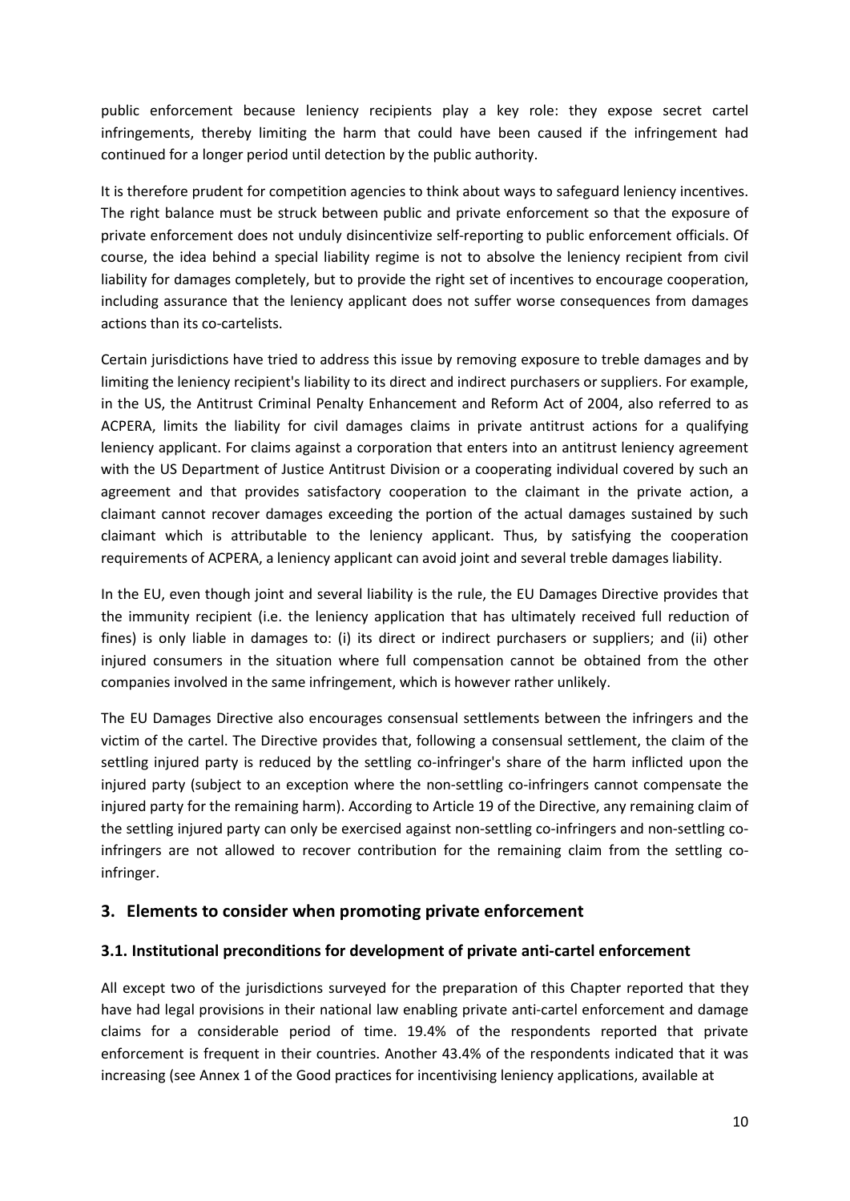public enforcement because leniency recipients play a key role: they expose secret cartel infringements, thereby limiting the harm that could have been caused if the infringement had continued for a longer period until detection by the public authority.

It is therefore prudent for competition agencies to think about ways to safeguard leniency incentives. The right balance must be struck between public and private enforcement so that the exposure of private enforcement does not unduly disincentivize self-reporting to public enforcement officials. Of course, the idea behind a special liability regime is not to absolve the leniency recipient from civil liability for damages completely, but to provide the right set of incentives to encourage cooperation, including assurance that the leniency applicant does not suffer worse consequences from damages actions than its co-cartelists.

Certain jurisdictions have tried to address this issue by removing exposure to treble damages and by limiting the leniency recipient's liability to its direct and indirect purchasers or suppliers. For example, in the US, the Antitrust Criminal Penalty Enhancement and Reform Act of 2004, also referred to as ACPERA, limits the liability for civil damages claims in private antitrust actions for a qualifying leniency applicant. For claims against a corporation that enters into an antitrust leniency agreement with the US Department of Justice Antitrust Division or a cooperating individual covered by such an agreement and that provides satisfactory cooperation to the claimant in the private action, a claimant cannot recover damages exceeding the portion of the actual damages sustained by such claimant which is attributable to the leniency applicant. Thus, by satisfying the cooperation requirements of ACPERA, a leniency applicant can avoid joint and several treble damages liability.

In the EU, even though joint and several liability is the rule, the EU Damages Directive provides that the immunity recipient (i.e. the leniency application that has ultimately received full reduction of fines) is only liable in damages to: (i) its direct or indirect purchasers or suppliers; and (ii) other injured consumers in the situation where full compensation cannot be obtained from the other companies involved in the same infringement, which is however rather unlikely.

The EU Damages Directive also encourages consensual settlements between the infringers and the victim of the cartel. The Directive provides that, following a consensual settlement, the claim of the settling injured party is reduced by the settling co-infringer's share of the harm inflicted upon the injured party (subject to an exception where the non-settling co-infringers cannot compensate the injured party for the remaining harm). According to Article 19 of the Directive, any remaining claim of the settling injured party can only be exercised against non-settling co-infringers and non-settling co-infringers are not allowed to recover contribution for the remaining claim from the settling co-infringer.

## 3. Elements to consider when promoting private enforcement

### 3.1. Institutional preconditions for development of private anti-cartel enforcement

All except two of the jurisdictions surveyed for the preparation of this Chapter reported that they have had legal provisions in their national law enabling private anti-cartel enforcement and damage claims for a considerable period of time. 19.4% of the respondents reported that private enforcement is frequent in their countries. Another 43.4% of the respondents indicated that it was increasing (see Annex 1 of the Good practices for incentivising leniency applications, available at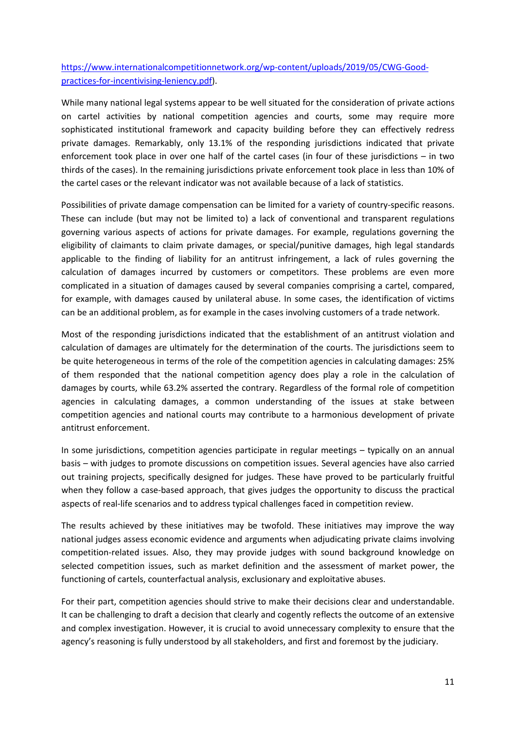[https://www.internationalcompetitionnetwork.org/wp-content/uploads/2019/05/CWG-Good-practices-for-incentivising-leniency.pdf](https://www.internationalcompetitionnetwork.org/wp-content/uploads/2019/05/CWG-Good-practices-for-incentivising-leniency.pdf)).

While many national legal systems appear to be well situated for the consideration of private actions on cartel activities by national competition agencies and courts, some may require more sophisticated institutional framework and capacity building before they can effectively redress private damages. Remarkably, only 13.1% of the responding jurisdictions indicated that private enforcement took place in over one half of the cartel cases (in four of these jurisdictions – in two thirds of the cases). In the remaining jurisdictions private enforcement took place in less than 10% of the cartel cases or the relevant indicator was not available because of a lack of statistics.

Possibilities of private damage compensation can be limited for a variety of country-specific reasons. These can include (but may not be limited to) a lack of conventional and transparent regulations governing various aspects of actions for private damages. For example, regulations governing the eligibility of claimants to claim private damages, or special/punitive damages, high legal standards applicable to the finding of liability for an antitrust infringement, a lack of rules governing the calculation of damages incurred by customers or competitors. These problems are even more complicated in a situation of damages caused by several companies comprising a cartel, compared, for example, with damages caused by unilateral abuse. In some cases, the identification of victims can be an additional problem, as for example in the cases involving customers of a trade network.

Most of the responding jurisdictions indicated that the establishment of an antitrust violation and calculation of damages are ultimately for the determination of the courts. The jurisdictions seem to be quite heterogeneous in terms of the role of the competition agencies in calculating damages: 25% of them responded that the national competition agency does play a role in the calculation of damages by courts, while 63.2% asserted the contrary. Regardless of the formal role of competition agencies in calculating damages, a common understanding of the issues at stake between competition agencies and national courts may contribute to a harmonious development of private antitrust enforcement.

In some jurisdictions, competition agencies participate in regular meetings – typically on an annual basis – with judges to promote discussions on competition issues. Several agencies have also carried out training projects, specifically designed for judges. These have proved to be particularly fruitful when they follow a case-based approach, that gives judges the opportunity to discuss the practical aspects of real-life scenarios and to address typical challenges faced in competition review.

The results achieved by these initiatives may be twofold. These initiatives may improve the way national judges assess economic evidence and arguments when adjudicating private claims involving competition-related issues. Also, they may provide judges with sound background knowledge on selected competition issues, such as market definition and the assessment of market power, the functioning of cartels, counterfactual analysis, exclusionary and exploitative abuses.

For their part, competition agencies should strive to make their decisions clear and understandable. It can be challenging to draft a decision that clearly and cogently reflects the outcome of an extensive and complex investigation. However, it is crucial to avoid unnecessary complexity to ensure that the agency's reasoning is fully understood by all stakeholders, and first and foremost by the judiciary.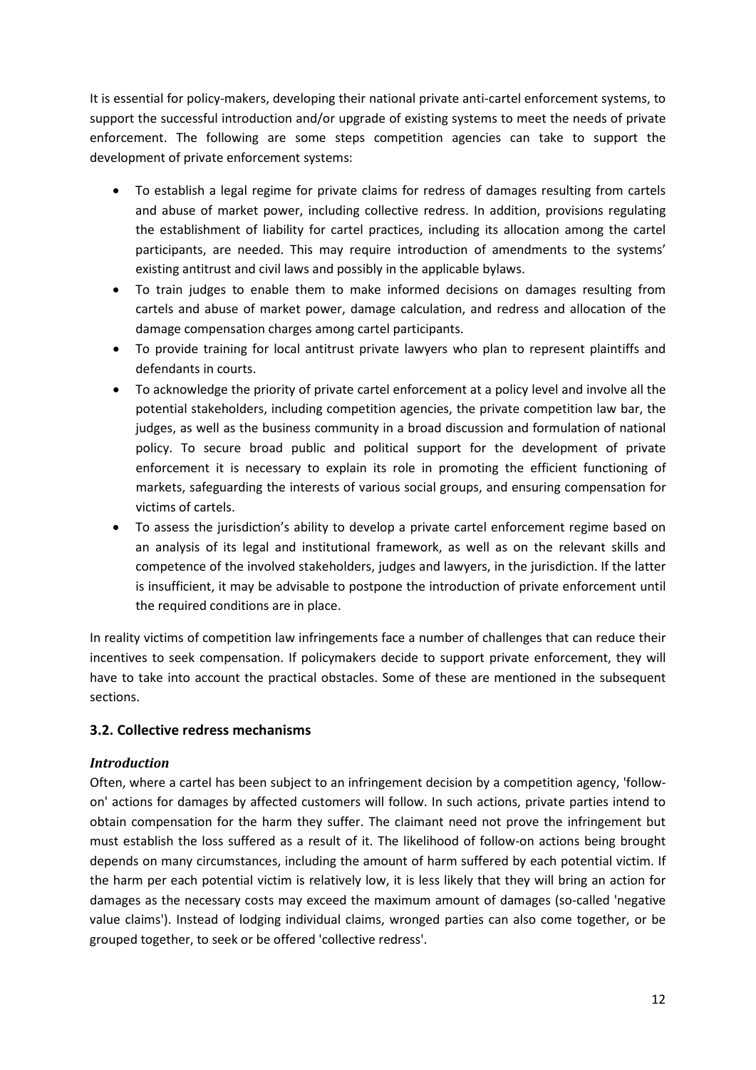It is essential for policy-makers, developing their national private anti-cartel enforcement systems, to support the successful introduction and/or upgrade of existing systems to meet the needs of private enforcement. The following are some steps competition agencies can take to support the development of private enforcement systems:

- To establish a legal regime for private claims for redress of damages resulting from cartels and abuse of market power, including collective redress. In addition, provisions regulating the establishment of liability for cartel practices, including its allocation among the cartel participants, are needed. This may require introduction of amendments to the systems' existing antitrust and civil laws and possibly in the applicable bylaws.
- To train judges to enable them to make informed decisions on damages resulting from cartels and abuse of market power, damage calculation, and redress and allocation of the damage compensation charges among cartel participants.
- To provide training for local antitrust private lawyers who plan to represent plaintiffs and defendants in courts.
- To acknowledge the priority of private cartel enforcement at a policy level and involve all the potential stakeholders, including competition agencies, the private competition law bar, the judges, as well as the business community in a broad discussion and formulation of national policy. To secure broad public and political support for the development of private enforcement it is necessary to explain its role in promoting the efficient functioning of markets, safeguarding the interests of various social groups, and ensuring compensation for victims of cartels.
- To assess the jurisdiction's ability to develop a private cartel enforcement regime based on an analysis of its legal and institutional framework, as well as on the relevant skills and competence of the involved stakeholders, judges and lawyers, in the jurisdiction. If the latter is insufficient, it may be advisable to postpone the introduction of private enforcement until the required conditions are in place.

In reality victims of competition law infringements face a number of challenges that can reduce their incentives to seek compensation. If policymakers decide to support private enforcement, they will have to take into account the practical obstacles. Some of these are mentioned in the subsequent sections.

## 3.2. Collective redress mechanisms

### *Introduction*

Often, where a cartel has been subject to an infringement decision by a competition agency, 'follow-on' actions for damages by affected customers will follow. In such actions, private parties intend to obtain compensation for the harm they suffer. The claimant need not prove the infringement but must establish the loss suffered as a result of it. The likelihood of follow-on actions being brought depends on many circumstances, including the amount of harm suffered by each potential victim. If the harm per each potential victim is relatively low, it is less likely that they will bring an action for damages as the necessary costs may exceed the maximum amount of damages (so-called 'negative value claims'). Instead of lodging individual claims, wronged parties can also come together, or be grouped together, to seek or be offered 'collective redress'.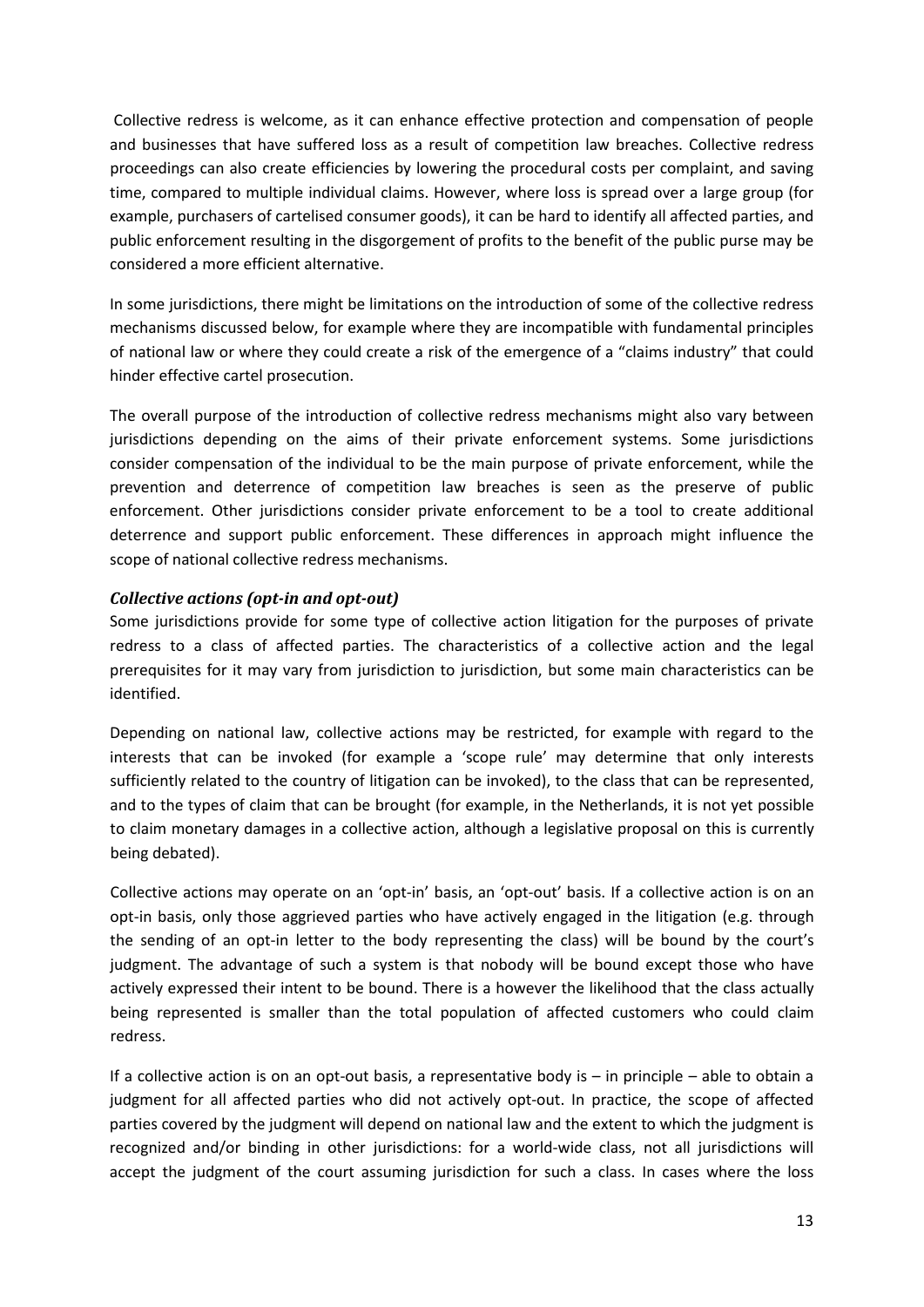Collective redress is welcome, as it can enhance effective protection and compensation of people and businesses that have suffered loss as a result of competition law breaches. Collective redress proceedings can also create efficiencies by lowering the procedural costs per complaint, and saving time, compared to multiple individual claims. However, where loss is spread over a large group (for example, purchasers of cartelised consumer goods), it can be hard to identify all affected parties, and public enforcement resulting in the disgorgement of profits to the benefit of the public purse may be considered a more efficient alternative.

In some jurisdictions, there might be limitations on the introduction of some of the collective redress mechanisms discussed below, for example where they are incompatible with fundamental principles of national law or where they could create a risk of the emergence of a "claims industry" that could hinder effective cartel prosecution.

The overall purpose of the introduction of collective redress mechanisms might also vary between jurisdictions depending on the aims of their private enforcement systems. Some jurisdictions consider compensation of the individual to be the main purpose of private enforcement, while the prevention and deterrence of competition law breaches is seen as the preserve of public enforcement. Other jurisdictions consider private enforcement to be a tool to create additional deterrence and support public enforcement. These differences in approach might influence the scope of national collective redress mechanisms.

### *Collective actions (opt-in and opt-out)*

Some jurisdictions provide for some type of collective action litigation for the purposes of private redress to a class of affected parties. The characteristics of a collective action and the legal prerequisites for it may vary from jurisdiction to jurisdiction, but some main characteristics can be identified.

Depending on national law, collective actions may be restricted, for example with regard to the interests that can be invoked (for example a 'scope rule' may determine that only interests sufficiently related to the country of litigation can be invoked), to the class that can be represented, and to the types of claim that can be brought (for example, in the Netherlands, it is not yet possible to claim monetary damages in a collective action, although a legislative proposal on this is currently being debated).

Collective actions may operate on an 'opt-in' basis, an 'opt-out' basis. If a collective action is on an opt-in basis, only those aggrieved parties who have actively engaged in the litigation (e.g. through the sending of an opt-in letter to the body representing the class) will be bound by the court's judgment. The advantage of such a system is that nobody will be bound except those who have actively expressed their intent to be bound. There is a however the likelihood that the class actually being represented is smaller than the total population of affected customers who could claim redress.

If a collective action is on an opt-out basis, a representative body is – in principle – able to obtain a judgment for all affected parties who did not actively opt-out. In practice, the scope of affected parties covered by the judgment will depend on national law and the extent to which the judgment is recognized and/or binding in other jurisdictions: for a world-wide class, not all jurisdictions will accept the judgment of the court assuming jurisdiction for such a class. In cases where the loss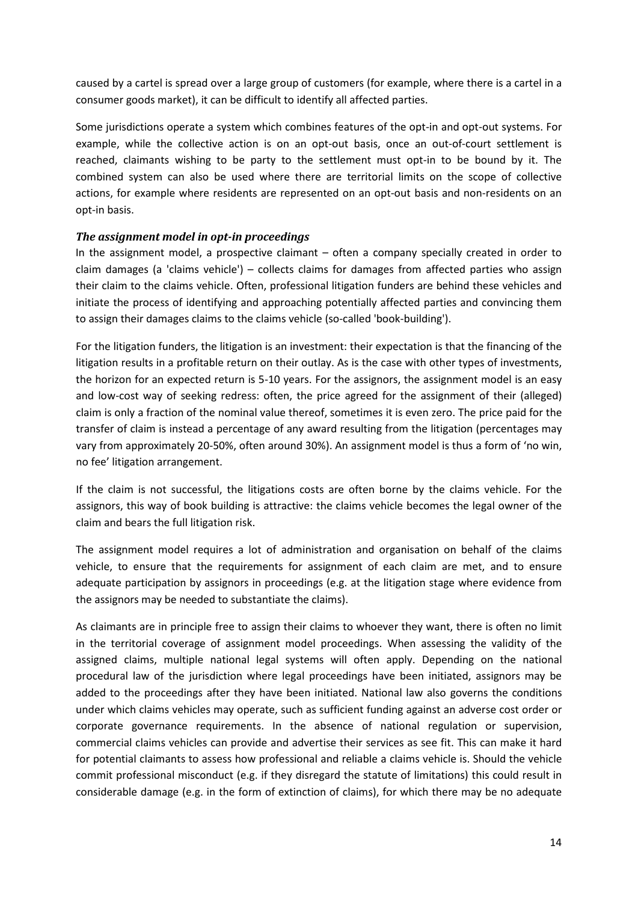caused by a cartel is spread over a large group of customers (for example, where there is a cartel in a consumer goods market), it can be difficult to identify all affected parties.

Some jurisdictions operate a system which combines features of the opt-in and opt-out systems. For example, while the collective action is on an opt-out basis, once an out-of-court settlement is reached, claimants wishing to be party to the settlement must opt-in to be bound by it. The combined system can also be used where there are territorial limits on the scope of collective actions, for example where residents are represented on an opt-out basis and non-residents on an opt-in basis.

### *The assignment model in opt-in proceedings*

In the assignment model, a prospective claimant – often a company specially created in order to claim damages (a 'claims vehicle') – collects claims for damages from affected parties who assign their claim to the claims vehicle. Often, professional litigation funders are behind these vehicles and initiate the process of identifying and approaching potentially affected parties and convincing them to assign their damages claims to the claims vehicle (so-called 'book-building').

For the litigation funders, the litigation is an investment: their expectation is that the financing of the litigation results in a profitable return on their outlay. As is the case with other types of investments, the horizon for an expected return is 5-10 years. For the assignors, the assignment model is an easy and low-cost way of seeking redress: often, the price agreed for the assignment of their (alleged) claim is only a fraction of the nominal value thereof, sometimes it is even zero. The price paid for the transfer of claim is instead a percentage of any award resulting from the litigation (percentages may vary from approximately 20-50%, often around 30%). An assignment model is thus a form of 'no win, no fee' litigation arrangement.

If the claim is not successful, the litigations costs are often borne by the claims vehicle. For the assignors, this way of book building is attractive: the claims vehicle becomes the legal owner of the claim and bears the full litigation risk.

The assignment model requires a lot of administration and organisation on behalf of the claims vehicle, to ensure that the requirements for assignment of each claim are met, and to ensure adequate participation by assignors in proceedings (e.g. at the litigation stage where evidence from the assignors may be needed to substantiate the claims).

As claimants are in principle free to assign their claims to whoever they want, there is often no limit in the territorial coverage of assignment model proceedings. When assessing the validity of the assigned claims, multiple national legal systems will often apply. Depending on the national procedural law of the jurisdiction where legal proceedings have been initiated, assignors may be added to the proceedings after they have been initiated. National law also governs the conditions under which claims vehicles may operate, such as sufficient funding against an adverse cost order or corporate governance requirements. In the absence of national regulation or supervision, commercial claims vehicles can provide and advertise their services as see fit. This can make it hard for potential claimants to assess how professional and reliable a claims vehicle is. Should the vehicle commit professional misconduct (e.g. if they disregard the statute of limitations) this could result in considerable damage (e.g. in the form of extinction of claims), for which there may be no adequate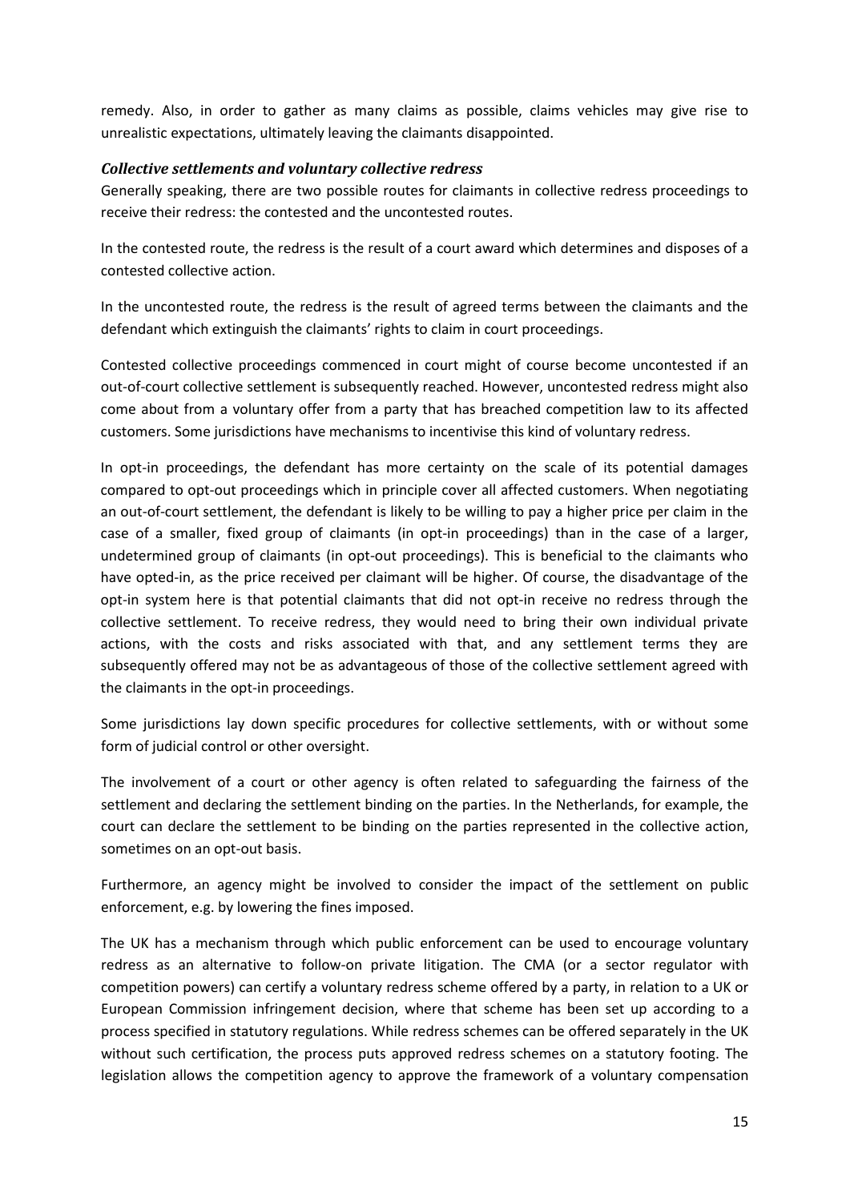remedy. Also, in order to gather as many claims as possible, claims vehicles may give rise to unrealistic expectations, ultimately leaving the claimants disappointed.

### *Collective settlements and voluntary collective redress*

Generally speaking, there are two possible routes for claimants in collective redress proceedings to receive their redress: the contested and the uncontested routes.

In the contested route, the redress is the result of a court award which determines and disposes of a contested collective action.

In the uncontested route, the redress is the result of agreed terms between the claimants and the defendant which extinguish the claimants' rights to claim in court proceedings.

Contested collective proceedings commenced in court might of course become uncontested if an out-of-court collective settlement is subsequently reached. However, uncontested redress might also come about from a voluntary offer from a party that has breached competition law to its affected customers. Some jurisdictions have mechanisms to incentivise this kind of voluntary redress.

In opt-in proceedings, the defendant has more certainty on the scale of its potential damages compared to opt-out proceedings which in principle cover all affected customers. When negotiating an out-of-court settlement, the defendant is likely to be willing to pay a higher price per claim in the case of a smaller, fixed group of claimants (in opt-in proceedings) than in the case of a larger, undetermined group of claimants (in opt-out proceedings). This is beneficial to the claimants who have opted-in, as the price received per claimant will be higher. Of course, the disadvantage of the opt-in system here is that potential claimants that did not opt-in receive no redress through the collective settlement. To receive redress, they would need to bring their own individual private actions, with the costs and risks associated with that, and any settlement terms they are subsequently offered may not be as advantageous of those of the collective settlement agreed with the claimants in the opt-in proceedings.

Some jurisdictions lay down specific procedures for collective settlements, with or without some form of judicial control or other oversight.

The involvement of a court or other agency is often related to safeguarding the fairness of the settlement and declaring the settlement binding on the parties. In the Netherlands, for example, the court can declare the settlement to be binding on the parties represented in the collective action, sometimes on an opt-out basis.

Furthermore, an agency might be involved to consider the impact of the settlement on public enforcement, e.g. by lowering the fines imposed.

The UK has a mechanism through which public enforcement can be used to encourage voluntary redress as an alternative to follow-on private litigation. The CMA (or a sector regulator with competition powers) can certify a voluntary redress scheme offered by a party, in relation to a UK or European Commission infringement decision, where that scheme has been set up according to a process specified in statutory regulations. While redress schemes can be offered separately in the UK without such certification, the process puts approved redress schemes on a statutory footing. The legislation allows the competition agency to approve the framework of a voluntary compensation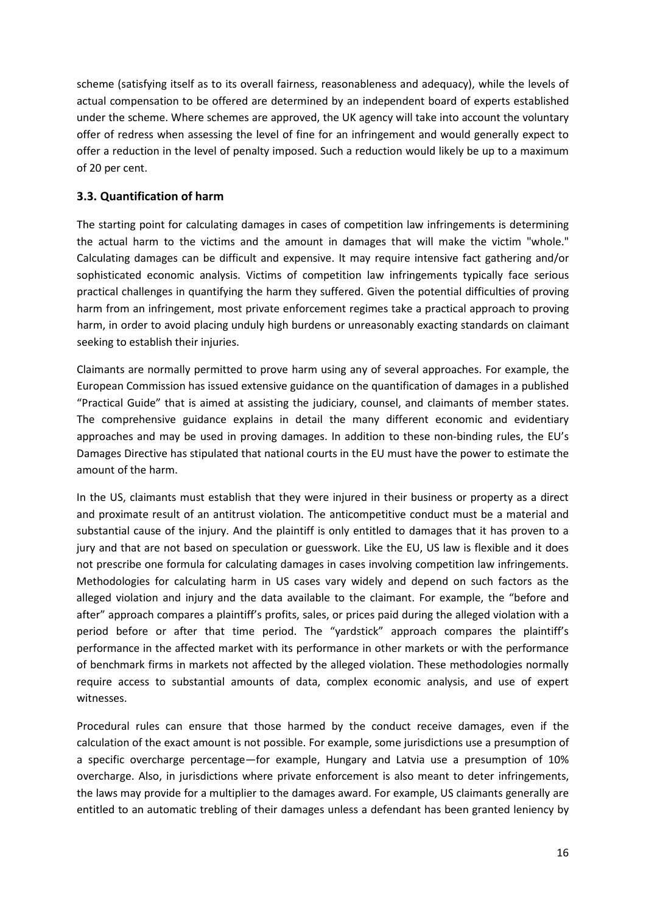scheme (satisfying itself as to its overall fairness, reasonableness and adequacy), while the levels of actual compensation to be offered are determined by an independent board of experts established under the scheme. Where schemes are approved, the UK agency will take into account the voluntary offer of redress when assessing the level of fine for an infringement and would generally expect to offer a reduction in the level of penalty imposed. Such a reduction would likely be up to a maximum of 20 per cent.

### 3.3. Quantification of harm

The starting point for calculating damages in cases of competition law infringements is determining the actual harm to the victims and the amount in damages that will make the victim "whole." Calculating damages can be difficult and expensive. It may require intensive fact gathering and/or sophisticated economic analysis. Victims of competition law infringements typically face serious practical challenges in quantifying the harm they suffered. Given the potential difficulties of proving harm from an infringement, most private enforcement regimes take a practical approach to proving harm, in order to avoid placing unduly high burdens or unreasonably exacting standards on claimant seeking to establish their injuries.

Claimants are normally permitted to prove harm using any of several approaches. For example, the European Commission has issued extensive guidance on the quantification of damages in a published "Practical Guide" that is aimed at assisting the judiciary, counsel, and claimants of member states. The comprehensive guidance explains in detail the many different economic and evidentiary approaches and may be used in proving damages. In addition to these non-binding rules, the EU's Damages Directive has stipulated that national courts in the EU must have the power to estimate the amount of the harm.

In the US, claimants must establish that they were injured in their business or property as a direct and proximate result of an antitrust violation. The anticompetitive conduct must be a material and substantial cause of the injury. And the plaintiff is only entitled to damages that it has proven to a jury and that are not based on speculation or guesswork. Like the EU, US law is flexible and it does not prescribe one formula for calculating damages in cases involving competition law infringements. Methodologies for calculating harm in US cases vary widely and depend on such factors as the alleged violation and injury and the data available to the claimant. For example, the "before and after" approach compares a plaintiff's profits, sales, or prices paid during the alleged violation with a period before or after that time period. The "yardstick" approach compares the plaintiff's performance in the affected market with its performance in other markets or with the performance of benchmark firms in markets not affected by the alleged violation. These methodologies normally require access to substantial amounts of data, complex economic analysis, and use of expert witnesses.

Procedural rules can ensure that those harmed by the conduct receive damages, even if the calculation of the exact amount is not possible. For example, some jurisdictions use a presumption of a specific overcharge percentage—for example, Hungary and Latvia use a presumption of 10% overcharge. Also, in jurisdictions where private enforcement is also meant to deter infringements, the laws may provide for a multiplier to the damages award. For example, US claimants generally are entitled to an automatic trebling of their damages unless a defendant has been granted leniency by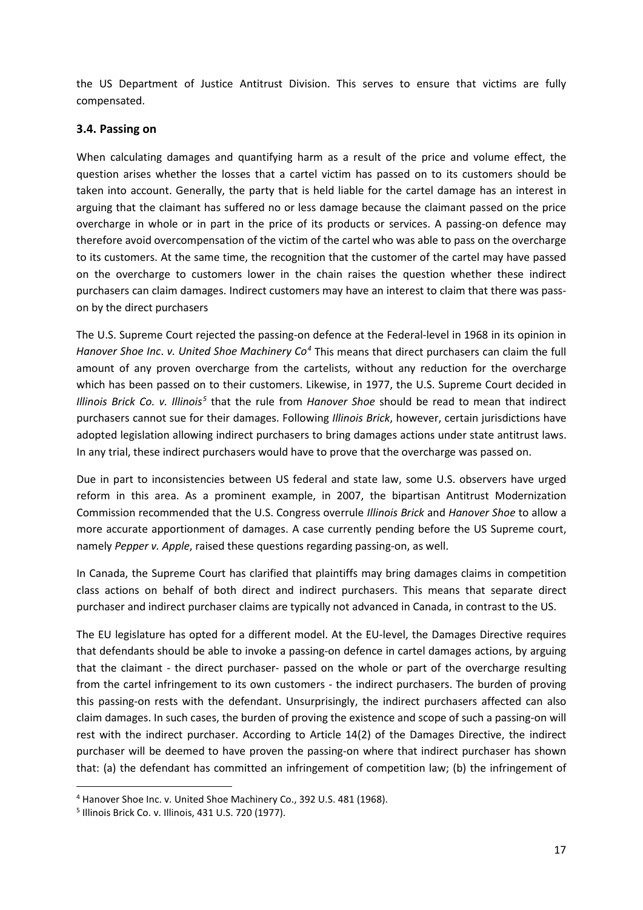the US Department of Justice Antitrust Division. This serves to ensure that victims are fully compensated.

### 3.4. Passing on

When calculating damages and quantifying harm as a result of the price and volume effect, the question arises whether the losses that a cartel victim has passed on to its customers should be taken into account. Generally, the party that is held liable for the cartel damage has an interest in arguing that the claimant has suffered no or less damage because the claimant passed on the price overcharge in whole or in part in the price of its products or services. A passing-on defence may therefore avoid overcompensation of the victim of the cartel who was able to pass on the overcharge to its customers. At the same time, the recognition that the customer of the cartel may have passed on the overcharge to customers lower in the chain raises the question whether these indirect purchasers can claim damages. Indirect customers may have an interest to claim that there was pass-on by the direct purchasers

The U.S. Supreme Court rejected the passing-on defence at the Federal-level in 1968 in its opinion in *Hanover Shoe Inc. v. United Shoe Machinery Co*[4] This means that direct purchasers can claim the full amount of any proven overcharge from the cartelists, without any reduction for the overcharge which has been passed on to their customers. Likewise, in 1977, the U.S. Supreme Court decided in *Illinois Brick Co. v. Illinois*[5] that the rule from *Hanover Shoe* should be read to mean that indirect purchasers cannot sue for their damages. Following *Illinois Brick*, however, certain jurisdictions have adopted legislation allowing indirect purchasers to bring damages actions under state antitrust laws. In any trial, these indirect purchasers would have to prove that the overcharge was passed on.

Due in part to inconsistencies between US federal and state law, some U.S. observers have urged reform in this area. As a prominent example, in 2007, the bipartisan Antitrust Modernization Commission recommended that the U.S. Congress overrule *Illinois Brick* and *Hanover Shoe* to allow a more accurate apportionment of damages. A case currently pending before the US Supreme court, namely *Pepper v. Apple*, raised these questions regarding passing-on, as well.

In Canada, the Supreme Court has clarified that plaintiffs may bring damages claims in competition class actions on behalf of both direct and indirect purchasers. This means that separate direct purchaser and indirect purchaser claims are typically not advanced in Canada, in contrast to the US.

The EU legislature has opted for a different model. At the EU-level, the Damages Directive requires that defendants should be able to invoke a passing-on defence in cartel damages actions, by arguing that the claimant - the direct purchaser- passed on the whole or part of the overcharge resulting from the cartel infringement to its own customers - the indirect purchasers. The burden of proving this passing-on rests with the defendant. Unsurprisingly, the indirect purchasers affected can also claim damages. In such cases, the burden of proving the existence and scope of such a passing-on will rest with the indirect purchaser. According to Article 14(2) of the Damages Directive, the indirect purchaser will be deemed to have proven the passing-on where that indirect purchaser has shown that: (a) the defendant has committed an infringement of competition law; (b) the infringement of

[4] Hanover Shoe Inc. v. United Shoe Machinery Co., 392 U.S. 481 (1968).

[5] Illinois Brick Co. v. Illinois, 431 U.S. 720 (1977).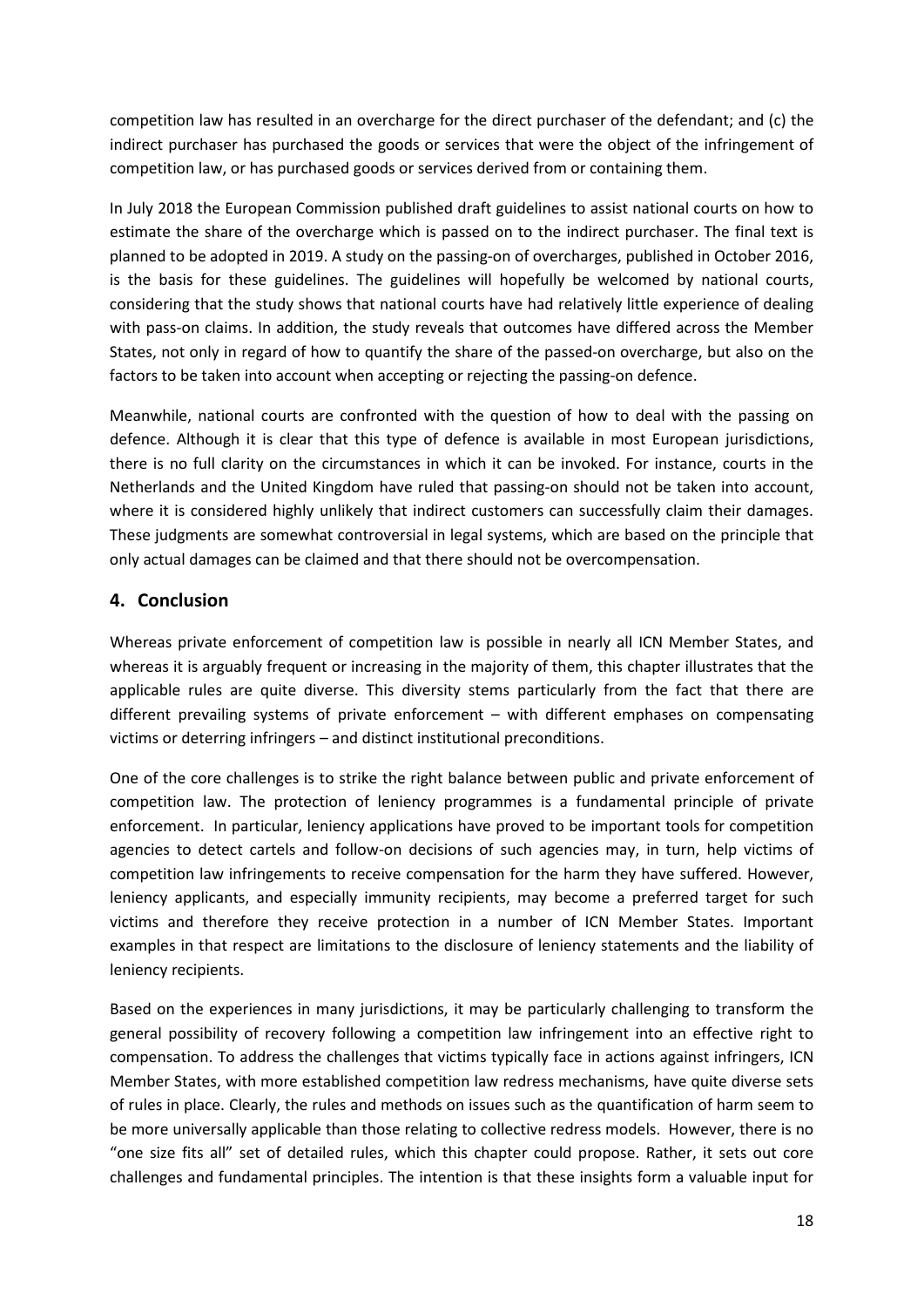competition law has resulted in an overcharge for the direct purchaser of the defendant; and (c) the indirect purchaser has purchased the goods or services that were the object of the infringement of competition law, or has purchased goods or services derived from or containing them.

In July 2018 the European Commission published draft guidelines to assist national courts on how to estimate the share of the overcharge which is passed on to the indirect purchaser. The final text is planned to be adopted in 2019. A study on the passing-on of overcharges, published in October 2016, is the basis for these guidelines. The guidelines will hopefully be welcomed by national courts, considering that the study shows that national courts have had relatively little experience of dealing with pass-on claims. In addition, the study reveals that outcomes have differed across the Member States, not only in regard of how to quantify the share of the passed-on overcharge, but also on the factors to be taken into account when accepting or rejecting the passing-on defence.

Meanwhile, national courts are confronted with the question of how to deal with the passing on defence. Although it is clear that this type of defence is available in most European jurisdictions, there is no full clarity on the circumstances in which it can be invoked. For instance, courts in the Netherlands and the United Kingdom have ruled that passing-on should not be taken into account, where it is considered highly unlikely that indirect customers can successfully claim their damages. These judgments are somewhat controversial in legal systems, which are based on the principle that only actual damages can be claimed and that there should not be overcompensation.

## 4. Conclusion

Whereas private enforcement of competition law is possible in nearly all ICN Member States, and whereas it is arguably frequent or increasing in the majority of them, this chapter illustrates that the applicable rules are quite diverse. This diversity stems particularly from the fact that there are different prevailing systems of private enforcement – with different emphases on compensating victims or deterring infringers – and distinct institutional preconditions.

One of the core challenges is to strike the right balance between public and private enforcement of competition law. The protection of leniency programmes is a fundamental principle of private enforcement. In particular, leniency applications have proved to be important tools for competition agencies to detect cartels and follow-on decisions of such agencies may, in turn, help victims of competition law infringements to receive compensation for the harm they have suffered. However, leniency applicants, and especially immunity recipients, may become a preferred target for such victims and therefore they receive protection in a number of ICN Member States. Important examples in that respect are limitations to the disclosure of leniency statements and the liability of leniency recipients.

Based on the experiences in many jurisdictions, it may be particularly challenging to transform the general possibility of recovery following a competition law infringement into an effective right to compensation. To address the challenges that victims typically face in actions against infringers, ICN Member States, with more established competition law redress mechanisms, have quite diverse sets of rules in place. Clearly, the rules and methods on issues such as the quantification of harm seem to be more universally applicable than those relating to collective redress models. However, there is no "one size fits all" set of detailed rules, which this chapter could propose. Rather, it sets out core challenges and fundamental principles. The intention is that these insights form a valuable input for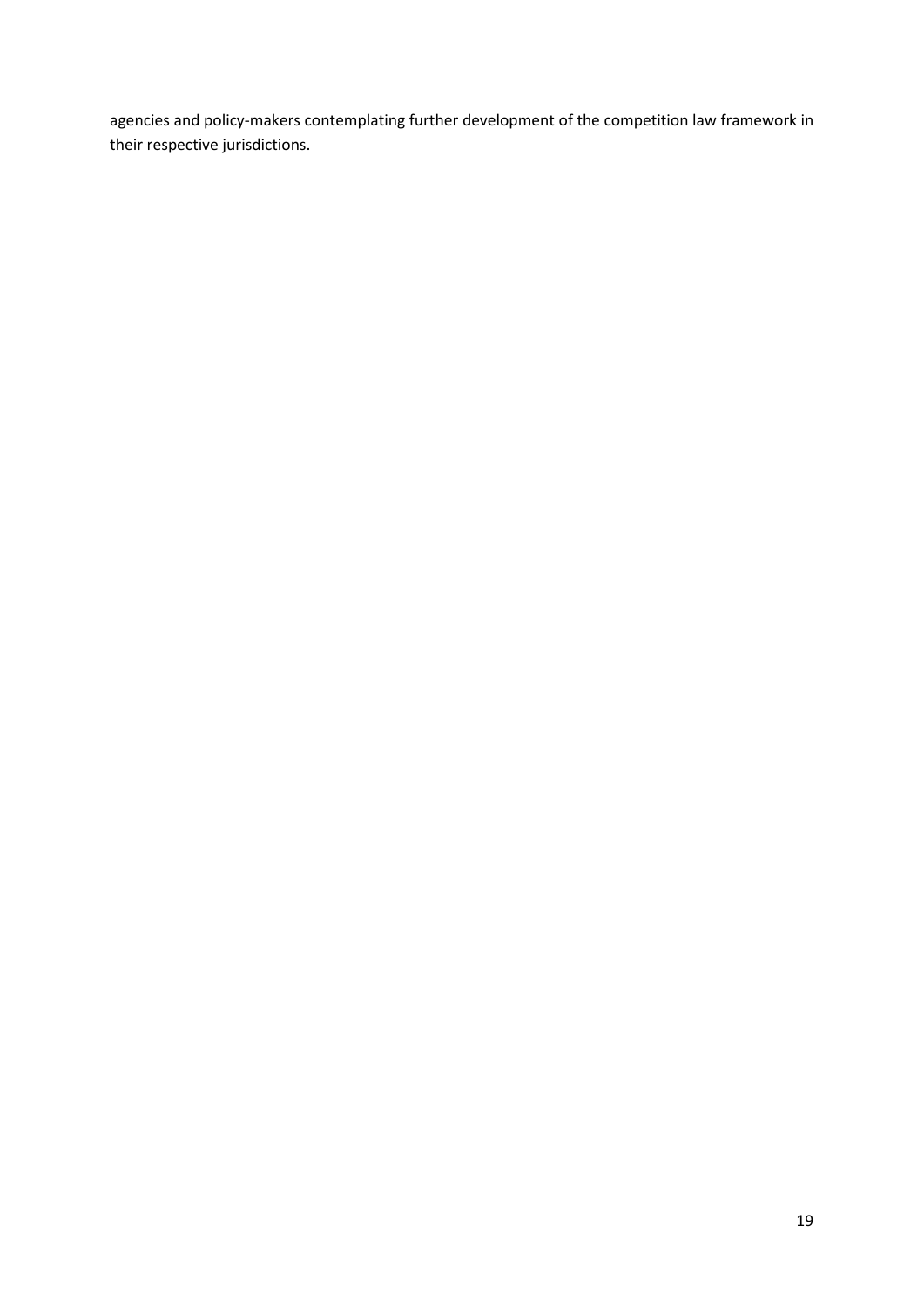agencies and policy-makers contemplating further development of the competition law framework in their respective jurisdictions.